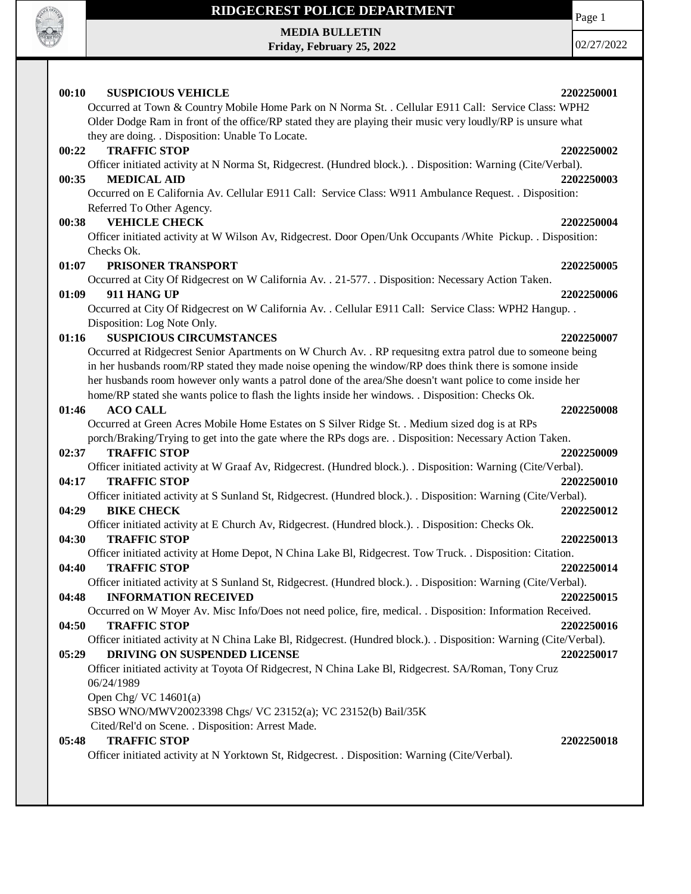# RIDGECREST POLICE DEPARTMENT

**MEDIA BULLETIN**
**Friday, February 25, 2022**

02/27/2022

**00:10 SUSPICIOUS VEHICLE** **2202250001**
Occurred at Town & Country Mobile Home Park on N Norma St. . Cellular E911 Call: Service Class: WPH2 Older Dodge Ram in front of the office/RP stated they are playing their music very loudly/RP is unsure what they are doing. . Disposition: Unable To Locate.

**00:22 TRAFFIC STOP** **2202250002**
Officer initiated activity at N Norma St, Ridgecrest. (Hundred block.). . Disposition: Warning (Cite/Verbal).

**00:35 MEDICAL AID** **2202250003**
Occurred on E California Av. Cellular E911 Call: Service Class: W911 Ambulance Request. . Disposition: Referred To Other Agency.

**00:38 VEHICLE CHECK** **2202250004**
Officer initiated activity at W Wilson Av, Ridgecrest. Door Open/Unk Occupants /White Pickup. . Disposition: Checks Ok.

**01:07 PRISONER TRANSPORT** **2202250005**
Occurred at City Of Ridgecrest on W California Av. . 21-577. . Disposition: Necessary Action Taken.

**01:09 911 HANG UP** **2202250006**
Occurred at City Of Ridgecrest on W California Av. . Cellular E911 Call: Service Class: WPH2 Hangup. . Disposition: Log Note Only.

**01:16 SUSPICIOUS CIRCUMSTANCES** **2202250007**
Occurred at Ridgecrest Senior Apartments on W Church Av. . RP requesitng extra patrol due to someone being in her husbands room/RP stated they made noise opening the window/RP does think there is somone inside her husbands room however only wants a patrol done of the area/She doesn't want police to come inside her home/RP stated she wants police to flash the lights inside her windows. . Disposition: Checks Ok.

**01:46 ACO CALL** **2202250008**
Occurred at Green Acres Mobile Home Estates on S Silver Ridge St. . Medium sized dog is at RPs porch/Braking/Trying to get into the gate where the RPs dogs are. . Disposition: Necessary Action Taken.

**02:37 TRAFFIC STOP** **2202250009**
Officer initiated activity at W Graaf Av, Ridgecrest. (Hundred block.). . Disposition: Warning (Cite/Verbal).

**04:17 TRAFFIC STOP** **2202250010**
Officer initiated activity at S Sunland St, Ridgecrest. (Hundred block.). . Disposition: Warning (Cite/Verbal).

**04:29 BIKE CHECK** **2202250012**
Officer initiated activity at E Church Av, Ridgecrest. (Hundred block.). . Disposition: Checks Ok.

**04:30 TRAFFIC STOP** **2202250013**
Officer initiated activity at Home Depot, N China Lake Bl, Ridgecrest. Tow Truck. . Disposition: Citation.

**04:40 TRAFFIC STOP** **2202250014**
Officer initiated activity at S Sunland St, Ridgecrest. (Hundred block.). . Disposition: Warning (Cite/Verbal).

**04:48 INFORMATION RECEIVED** **2202250015**
Occurred on W Moyer Av. Misc Info/Does not need police, fire, medical. . Disposition: Information Received.

**04:50 TRAFFIC STOP** **2202250016**
Officer initiated activity at N China Lake Bl, Ridgecrest. (Hundred block.). . Disposition: Warning (Cite/Verbal).

**05:29 DRIVING ON SUSPENDED LICENSE** **2202250017**
Officer initiated activity at Toyota Of Ridgecrest, N China Lake Bl, Ridgecrest. SA/Roman, Tony Cruz 06/24/1989
Open Chg/ VC 14601(a)
SBSO WNO/MWV20023398 Chgs/ VC 23152(a); VC 23152(b) Bail/35K
Cited/Rel'd on Scene. . Disposition: Arrest Made.

**05:48 TRAFFIC STOP** **2202250018**
Officer initiated activity at N Yorktown St, Ridgecrest. . Disposition: Warning (Cite/Verbal).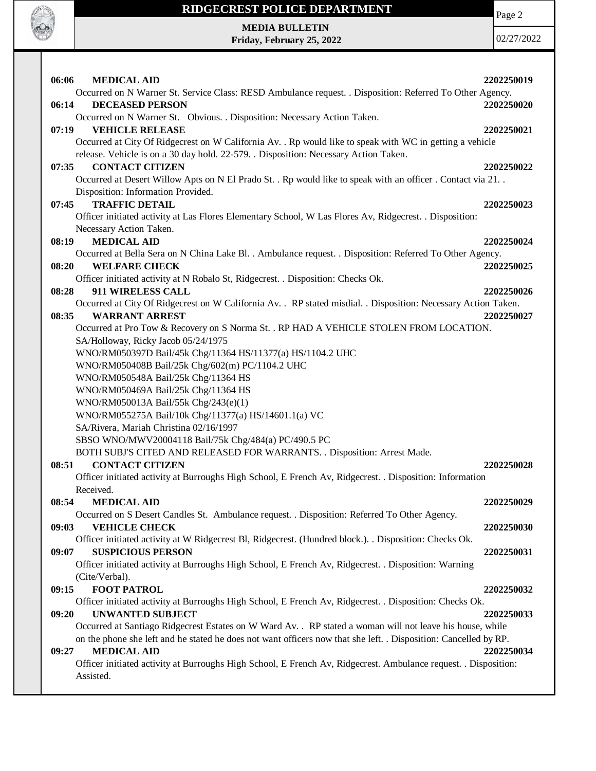**06:06 MEDICAL AID** 2202250019

Occurred on N Warner St. Service Class: RESD Ambulance request. . Disposition: Referred To Other Agency.

**06:14 DECEASED PERSON** 2202250020

Occurred on N Warner St. Obvious. . Disposition: Necessary Action Taken.

**07:19 VEHICLE RELEASE** 2202250021

Occurred at City Of Ridgecrest on W California Av. . Rp would like to speak with WC in getting a vehicle release. Vehicle is on a 30 day hold. 22-579. . Disposition: Necessary Action Taken.

**07:35 CONTACT CITIZEN** 2202250022

Occurred at Desert Willow Apts on N El Prado St. . Rp would like to speak with an officer . Contact via 21. . Disposition: Information Provided.

**07:45 TRAFFIC DETAIL** 2202250023

Officer initiated activity at Las Flores Elementary School, W Las Flores Av, Ridgecrest. . Disposition: Necessary Action Taken.

**08:19 MEDICAL AID** 2202250024

Occurred at Bella Sera on N China Lake Bl. . Ambulance request. . Disposition: Referred To Other Agency.

**08:20 WELFARE CHECK** 2202250025

Officer initiated activity at N Robalo St, Ridgecrest. . Disposition: Checks Ok.

**08:28 911 WIRELESS CALL** 2202250026

Occurred at City Of Ridgecrest on W California Av. . RP stated misdial. . Disposition: Necessary Action Taken.

**08:35 WARRANT ARREST** 2202250027

Occurred at Pro Tow & Recovery on S Norma St. . RP HAD A VEHICLE STOLEN FROM LOCATION.
SA/Holloway, Ricky Jacob 05/24/1975
WNO/RM050397D Bail/45k Chg/11364 HS/11377(a) HS/1104.2 UHC
WNO/RM050408B Bail/25k Chg/602(m) PC/1104.2 UHC
WNO/RM050548A Bail/25k Chg/11364 HS
WNO/RM050469A Bail/25k Chg/11364 HS
WNO/RM050013A Bail/55k Chg/243(e)(1)
WNO/RM055275A Bail/10k Chg/11377(a) HS/14601.1(a) VC
SA/Rivera, Mariah Christina 02/16/1997
SBSO WNO/MWV20004118 Bail/75k Chg/484(a) PC/490.5 PC
BOTH SUBJ'S CITED AND RELEASED FOR WARRANTS. . Disposition: Arrest Made.

**08:51 CONTACT CITIZEN** 2202250028

Officer initiated activity at Burroughs High School, E French Av, Ridgecrest. . Disposition: Information Received.

**08:54 MEDICAL AID** 2202250029

Occurred on S Desert Candles St. Ambulance request. . Disposition: Referred To Other Agency.

**09:03 VEHICLE CHECK** 2202250030

Officer initiated activity at W Ridgecrest Bl, Ridgecrest. (Hundred block.). . Disposition: Checks Ok.

**09:07 SUSPICIOUS PERSON** 2202250031

Officer initiated activity at Burroughs High School, E French Av, Ridgecrest. . Disposition: Warning (Cite/Verbal).

**09:15 FOOT PATROL** 2202250032

Officer initiated activity at Burroughs High School, E French Av, Ridgecrest. . Disposition: Checks Ok.

**09:20 UNWANTED SUBJECT** 2202250033

Occurred at Santiago Ridgecrest Estates on W Ward Av. . RP stated a woman will not leave his house, while on the phone she left and he stated he does not want officers now that she left. . Disposition: Cancelled by RP.

**09:27 MEDICAL AID** 2202250034

Officer initiated activity at Burroughs High School, E French Av, Ridgecrest. Ambulance request. . Disposition: Assisted.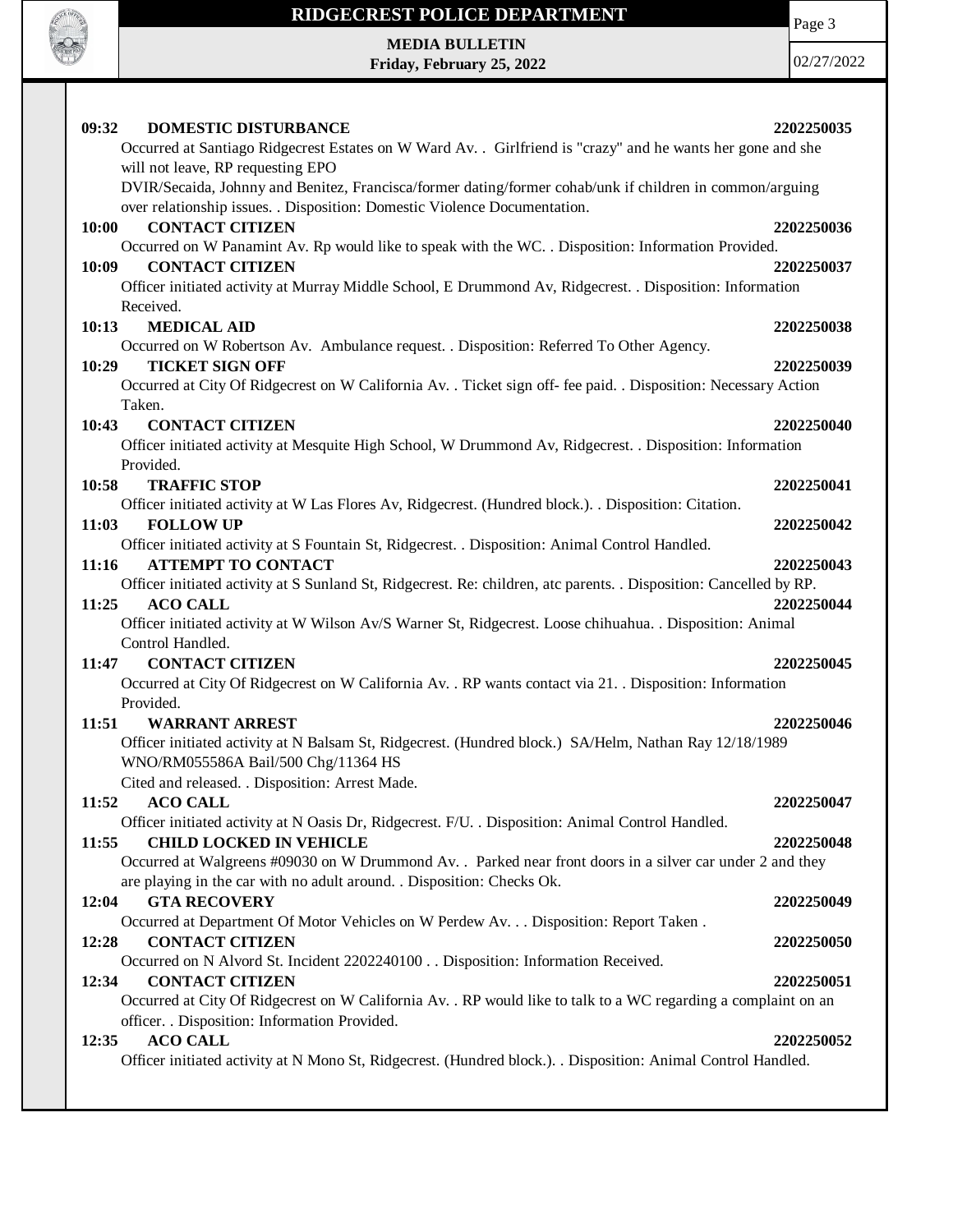**09:32 DOMESTIC DISTURBANCE** **2202250035**

Occurred at Santiago Ridgecrest Estates on W Ward Av. . Girlfriend is "crazy" and he wants her gone and she will not leave, RP requesting EPO
DVIR/Secaida, Johnny and Benitez, Francisca/former dating/former cohab/unk if children in common/arguing over relationship issues. . Disposition: Domestic Violence Documentation.

**10:00 CONTACT CITIZEN** **2202250036**

Occurred on W Panamint Av. Rp would like to speak with the WC. . Disposition: Information Provided.

**10:09 CONTACT CITIZEN** **2202250037**

Officer initiated activity at Murray Middle School, E Drummond Av, Ridgecrest. . Disposition: Information Received.

**10:13 MEDICAL AID** **2202250038**

Occurred on W Robertson Av. Ambulance request. . Disposition: Referred To Other Agency.

**10:29 TICKET SIGN OFF** **2202250039**

Occurred at City Of Ridgecrest on W California Av. . Ticket sign off- fee paid. . Disposition: Necessary Action Taken.

**10:43 CONTACT CITIZEN** **2202250040**

Officer initiated activity at Mesquite High School, W Drummond Av, Ridgecrest. . Disposition: Information Provided.

**10:58 TRAFFIC STOP** **2202250041**

Officer initiated activity at W Las Flores Av, Ridgecrest. (Hundred block.). . Disposition: Citation.

**11:03 FOLLOW UP** **2202250042**

Officer initiated activity at S Fountain St, Ridgecrest. . Disposition: Animal Control Handled.

**11:16 ATTEMPT TO CONTACT** **2202250043**

Officer initiated activity at S Sunland St, Ridgecrest. Re: children, atc parents. . Disposition: Cancelled by RP.

**11:25 ACO CALL** **2202250044**

Officer initiated activity at W Wilson Av/S Warner St, Ridgecrest. Loose chihuahua. . Disposition: Animal Control Handled.

**11:47 CONTACT CITIZEN** **2202250045**

Occurred at City Of Ridgecrest on W California Av. . RP wants contact via 21. . Disposition: Information Provided.

**11:51 WARRANT ARREST** **2202250046**

Officer initiated activity at N Balsam St, Ridgecrest. (Hundred block.) SA/Helm, Nathan Ray 12/18/1989
WNO/RM055586A Bail/500 Chg/11364 HS
Cited and released. . Disposition: Arrest Made.

**11:52 ACO CALL** **2202250047**

Officer initiated activity at N Oasis Dr, Ridgecrest. F/U. . Disposition: Animal Control Handled.

**11:55 CHILD LOCKED IN VEHICLE** **2202250048**

Occurred at Walgreens #09030 on W Drummond Av. . Parked near front doors in a silver car under 2 and they are playing in the car with no adult around. . Disposition: Checks Ok.

**12:04 GTA RECOVERY** **2202250049**

Occurred at Department Of Motor Vehicles on W Perdew Av. . . Disposition: Report Taken .

**12:28 CONTACT CITIZEN** **2202250050**

Occurred on N Alvord St. Incident 2202240100 . . Disposition: Information Received.

**12:34 CONTACT CITIZEN** **2202250051**

Occurred at City Of Ridgecrest on W California Av. . RP would like to talk to a WC regarding a complaint on an officer. . Disposition: Information Provided.

**12:35 ACO CALL** **2202250052**

Officer initiated activity at N Mono St, Ridgecrest. (Hundred block.). . Disposition: Animal Control Handled.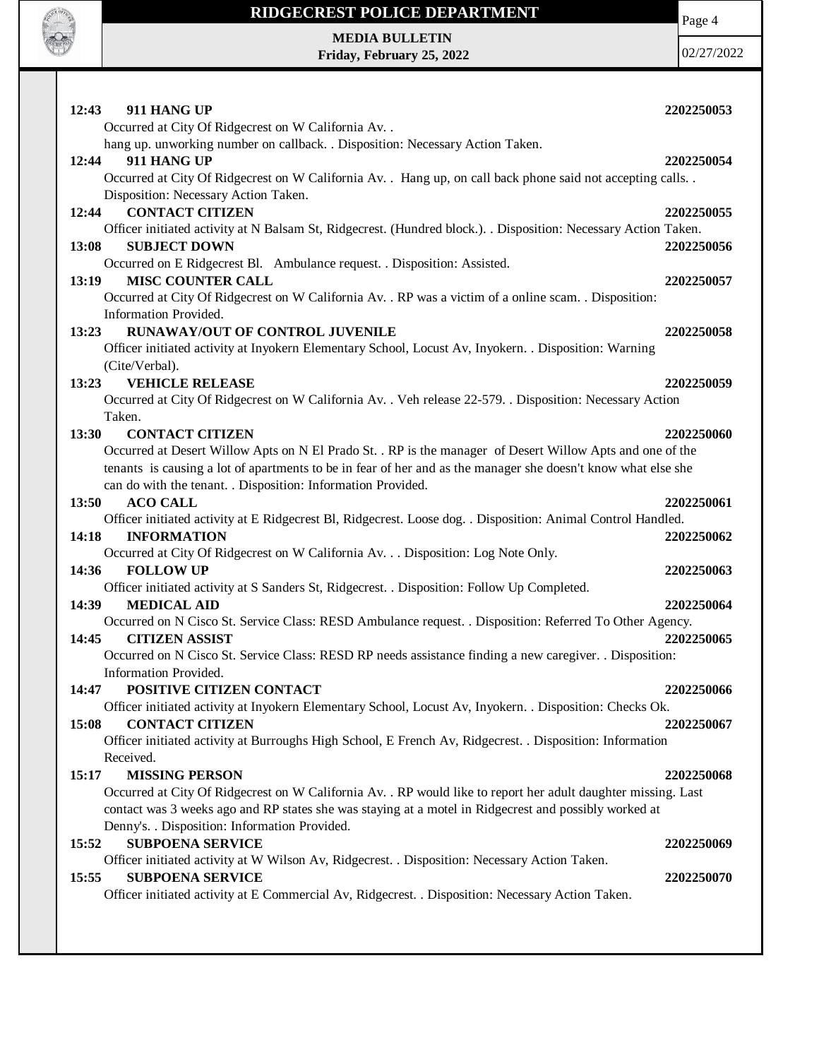**12:43 911 HANG UP** **2202250053**

Occurred at City Of Ridgecrest on W California Av. .

hang up. unworking number on callback. . Disposition: Necessary Action Taken.

**12:44 911 HANG UP** **2202250054**

Occurred at City Of Ridgecrest on W California Av. . Hang up, on call back phone said not accepting calls. . Disposition: Necessary Action Taken.

**12:44 CONTACT CITIZEN** **2202250055**

Officer initiated activity at N Balsam St, Ridgecrest. (Hundred block.). . Disposition: Necessary Action Taken.

**13:08 SUBJECT DOWN** **2202250056**

Occurred on E Ridgecrest Bl. Ambulance request. . Disposition: Assisted.

**13:19 MISC COUNTER CALL** **2202250057**

Occurred at City Of Ridgecrest on W California Av. . RP was a victim of a online scam. . Disposition: Information Provided.

**13:23 RUNAWAY/OUT OF CONTROL JUVENILE** **2202250058**

Officer initiated activity at Inyokern Elementary School, Locust Av, Inyokern. . Disposition: Warning (Cite/Verbal).

**13:23 VEHICLE RELEASE** **2202250059**

Occurred at City Of Ridgecrest on W California Av. . Veh release 22-579. . Disposition: Necessary Action Taken.

**13:30 CONTACT CITIZEN** **2202250060**

Occurred at Desert Willow Apts on N El Prado St. . RP is the manager of Desert Willow Apts and one of the tenants is causing a lot of apartments to be in fear of her and as the manager she doesn't know what else she can do with the tenant. . Disposition: Information Provided.

**13:50 ACO CALL** **2202250061**

Officer initiated activity at E Ridgecrest Bl, Ridgecrest. Loose dog. . Disposition: Animal Control Handled.

**14:18 INFORMATION** **2202250062**

Occurred at City Of Ridgecrest on W California Av. . . Disposition: Log Note Only.

**14:36 FOLLOW UP** **2202250063**

Officer initiated activity at S Sanders St, Ridgecrest. . Disposition: Follow Up Completed.

**14:39 MEDICAL AID** **2202250064**

Occurred on N Cisco St. Service Class: RESD Ambulance request. . Disposition: Referred To Other Agency.

**14:45 CITIZEN ASSIST** **2202250065**

Occurred on N Cisco St. Service Class: RESD RP needs assistance finding a new caregiver. . Disposition: Information Provided.

**14:47 POSITIVE CITIZEN CONTACT** **2202250066**

Officer initiated activity at Inyokern Elementary School, Locust Av, Inyokern. . Disposition: Checks Ok.

**15:08 CONTACT CITIZEN** **2202250067**

Officer initiated activity at Burroughs High School, E French Av, Ridgecrest. . Disposition: Information Received.

**15:17 MISSING PERSON** **2202250068**

Occurred at City Of Ridgecrest on W California Av. . RP would like to report her adult daughter missing. Last contact was 3 weeks ago and RP states she was staying at a motel in Ridgecrest and possibly worked at Denny's. . Disposition: Information Provided.

**15:52 SUBPOENA SERVICE** **2202250069**

Officer initiated activity at W Wilson Av, Ridgecrest. . Disposition: Necessary Action Taken.

**15:55 SUBPOENA SERVICE** **2202250070**

Officer initiated activity at E Commercial Av, Ridgecrest. . Disposition: Necessary Action Taken.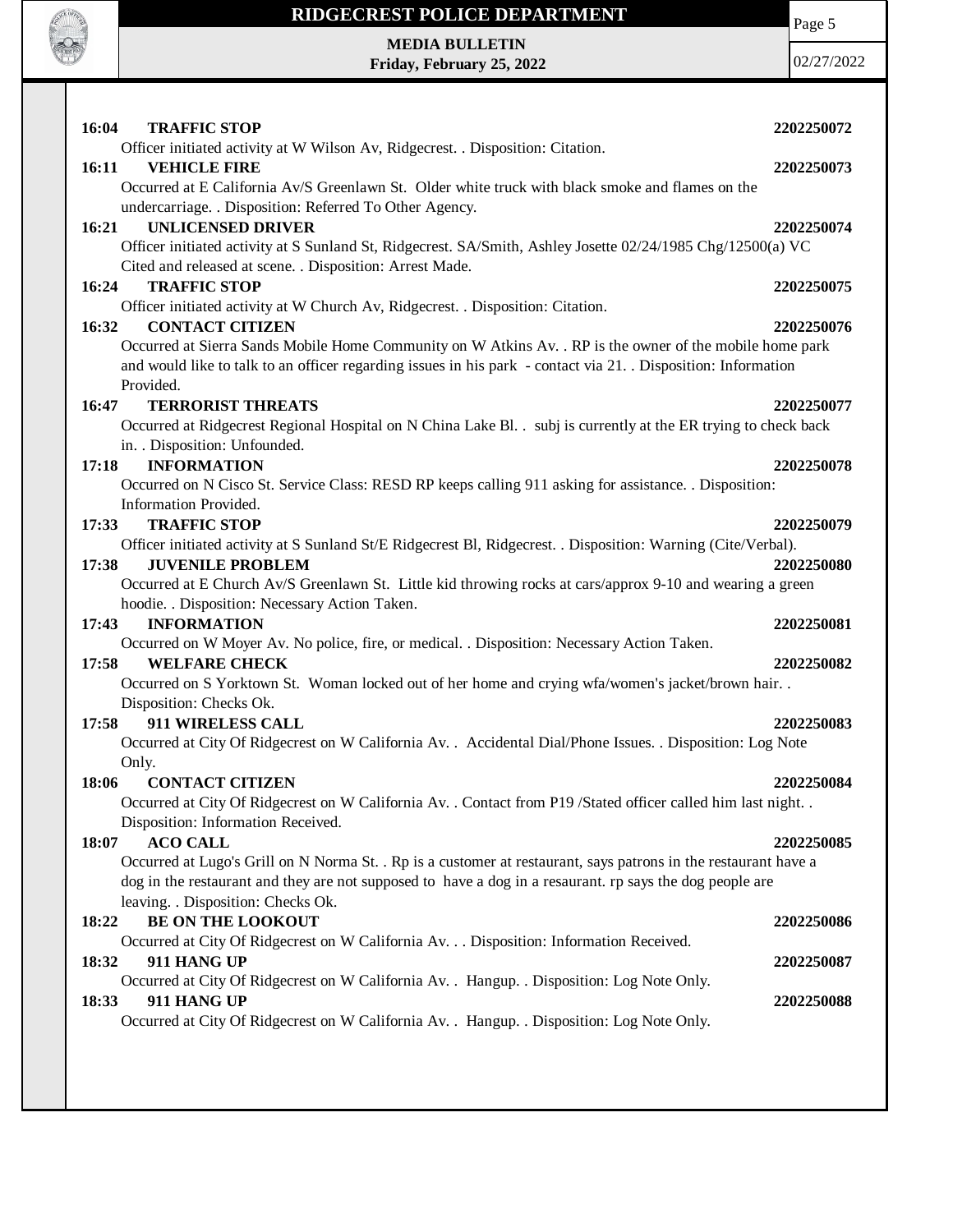**16:04 TRAFFIC STOP** **2202250072**

Officer initiated activity at W Wilson Av, Ridgecrest. . Disposition: Citation.

**16:11 VEHICLE FIRE** **2202250073**

Occurred at E California Av/S Greenlawn St. Older white truck with black smoke and flames on the undercarriage. . Disposition: Referred To Other Agency.

**16:21 UNLICENSED DRIVER** **2202250074**

Officer initiated activity at S Sunland St, Ridgecrest. SA/Smith, Ashley Josette 02/24/1985 Chg/12500(a) VC Cited and released at scene. . Disposition: Arrest Made.

**16:24 TRAFFIC STOP** **2202250075**

Officer initiated activity at W Church Av, Ridgecrest. . Disposition: Citation.

**16:32 CONTACT CITIZEN** **2202250076**

Occurred at Sierra Sands Mobile Home Community on W Atkins Av. . RP is the owner of the mobile home park and would like to talk to an officer regarding issues in his park - contact via 21. . Disposition: Information Provided.

**16:47 TERRORIST THREATS** **2202250077**

Occurred at Ridgecrest Regional Hospital on N China Lake Bl. . subj is currently at the ER trying to check back in. . Disposition: Unfounded.

**17:18 INFORMATION** **2202250078**

Occurred on N Cisco St. Service Class: RESD RP keeps calling 911 asking for assistance. . Disposition: Information Provided.

**17:33 TRAFFIC STOP** **2202250079**

Officer initiated activity at S Sunland St/E Ridgecrest Bl, Ridgecrest. . Disposition: Warning (Cite/Verbal).

**17:38 JUVENILE PROBLEM** **2202250080**

Occurred at E Church Av/S Greenlawn St. Little kid throwing rocks at cars/approx 9-10 and wearing a green hoodie. . Disposition: Necessary Action Taken.

**17:43 INFORMATION** **2202250081**

Occurred on W Moyer Av. No police, fire, or medical. . Disposition: Necessary Action Taken.

**17:58 WELFARE CHECK** **2202250082**

Occurred on S Yorktown St. Woman locked out of her home and crying wfa/women's jacket/brown hair. . Disposition: Checks Ok.

**17:58 911 WIRELESS CALL** **2202250083**

Occurred at City Of Ridgecrest on W California Av. . Accidental Dial/Phone Issues. . Disposition: Log Note Only.

**18:06 CONTACT CITIZEN** **2202250084**

Occurred at City Of Ridgecrest on W California Av. . Contact from P19 /Stated officer called him last night. . Disposition: Information Received.

**18:07 ACO CALL** **2202250085**

Occurred at Lugo's Grill on N Norma St. . Rp is a customer at restaurant, says patrons in the restaurant have a dog in the restaurant and they are not supposed to have a dog in a resaurant. rp says the dog people are leaving. . Disposition: Checks Ok.

**18:22 BE ON THE LOOKOUT** **2202250086**

Occurred at City Of Ridgecrest on W California Av. . . Disposition: Information Received.

**18:32 911 HANG UP** **2202250087**

Occurred at City Of Ridgecrest on W California Av. . Hangup. . Disposition: Log Note Only.

**18:33 911 HANG UP** **2202250088**

Occurred at City Of Ridgecrest on W California Av. . Hangup. . Disposition: Log Note Only.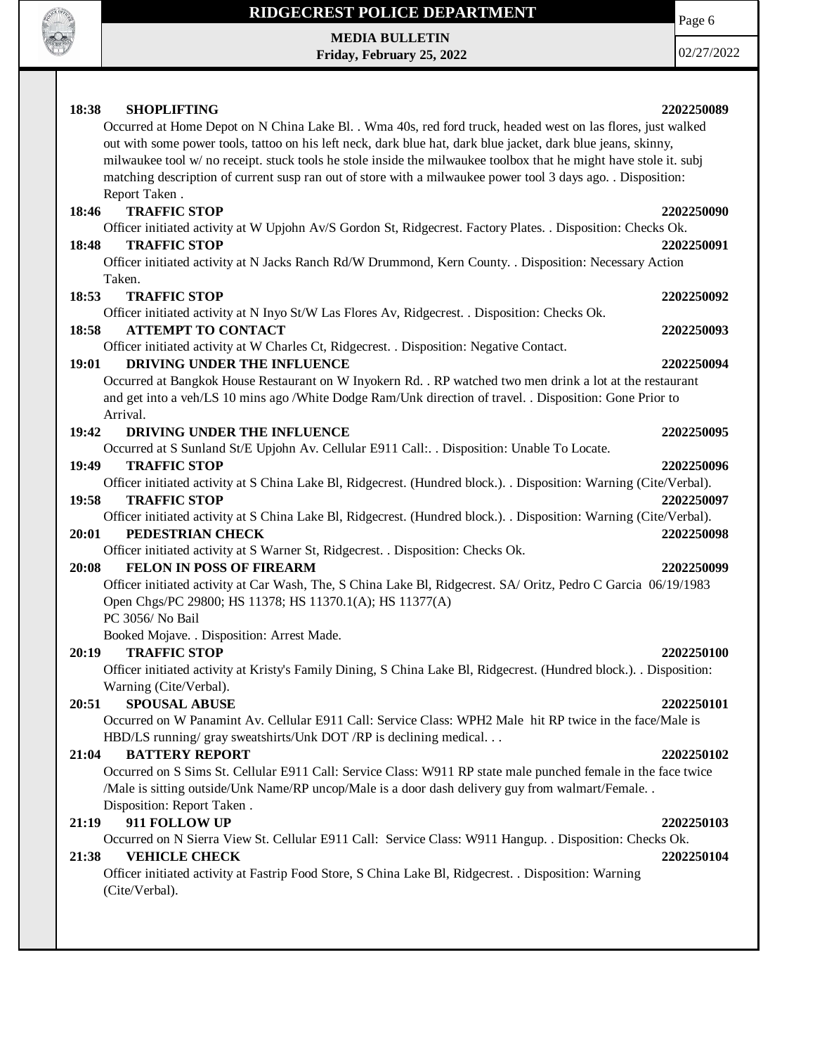**18:38 SHOPLIFTING 2202250089**

Occurred at Home Depot on N China Lake Bl. . Wma 40s, red ford truck, headed west on las flores, just walked out with some power tools, tattoo on his left neck, dark blue hat, dark blue jacket, dark blue jeans, skinny, milwaukee tool w/ no receipt. stuck tools he stole inside the milwaukee toolbox that he might have stole it. subj matching description of current susp ran out of store with a milwaukee power tool 3 days ago. . Disposition: Report Taken .

**18:46 TRAFFIC STOP 2202250090**

Officer initiated activity at W Upjohn Av/S Gordon St, Ridgecrest. Factory Plates. . Disposition: Checks Ok.

**18:48 TRAFFIC STOP 2202250091**

Officer initiated activity at N Jacks Ranch Rd/W Drummond, Kern County. . Disposition: Necessary Action Taken.

**18:53 TRAFFIC STOP 2202250092**

Officer initiated activity at N Inyo St/W Las Flores Av, Ridgecrest. . Disposition: Checks Ok.

**18:58 ATTEMPT TO CONTACT 2202250093**

Officer initiated activity at W Charles Ct, Ridgecrest. . Disposition: Negative Contact.

**19:01 DRIVING UNDER THE INFLUENCE 2202250094**

Occurred at Bangkok House Restaurant on W Inyokern Rd. . RP watched two men drink a lot at the restaurant and get into a veh/LS 10 mins ago /White Dodge Ram/Unk direction of travel. . Disposition: Gone Prior to Arrival.

**19:42 DRIVING UNDER THE INFLUENCE 2202250095**

Occurred at S Sunland St/E Upjohn Av. Cellular E911 Call:. . Disposition: Unable To Locate.

**19:49 TRAFFIC STOP 2202250096**

Officer initiated activity at S China Lake Bl, Ridgecrest. (Hundred block.). . Disposition: Warning (Cite/Verbal).

**19:58 TRAFFIC STOP 2202250097**

Officer initiated activity at S China Lake Bl, Ridgecrest. (Hundred block.). . Disposition: Warning (Cite/Verbal).

**20:01 PEDESTRIAN CHECK 2202250098**

Officer initiated activity at S Warner St, Ridgecrest. . Disposition: Checks Ok.

**20:08 FELON IN POSS OF FIREARM 2202250099**

Officer initiated activity at Car Wash, The, S China Lake Bl, Ridgecrest. SA/ Oritz, Pedro C Garcia 06/19/1983
Open Chgs/PC 29800; HS 11378; HS 11370.1(A); HS 11377(A)
PC 3056/ No Bail
Booked Mojave. . Disposition: Arrest Made.

**20:19 TRAFFIC STOP 2202250100**

Officer initiated activity at Kristy's Family Dining, S China Lake Bl, Ridgecrest. (Hundred block.). . Disposition: Warning (Cite/Verbal).

**20:51 SPOUSAL ABUSE 2202250101**

Occurred on W Panamint Av. Cellular E911 Call: Service Class: WPH2 Male hit RP twice in the face/Male is HBD/LS running/ gray sweatshirts/Unk DOT /RP is declining medical. . .

**21:04 BATTERY REPORT 2202250102**

Occurred on S Sims St. Cellular E911 Call: Service Class: W911 RP state male punched female in the face twice /Male is sitting outside/Unk Name/RP uncop/Male is a door dash delivery guy from walmart/Female. . Disposition: Report Taken .

**21:19 911 FOLLOW UP 2202250103**

Occurred on N Sierra View St. Cellular E911 Call: Service Class: W911 Hangup. . Disposition: Checks Ok.

**21:38 VEHICLE CHECK 2202250104**

Officer initiated activity at Fastrip Food Store, S China Lake Bl, Ridgecrest. . Disposition: Warning (Cite/Verbal).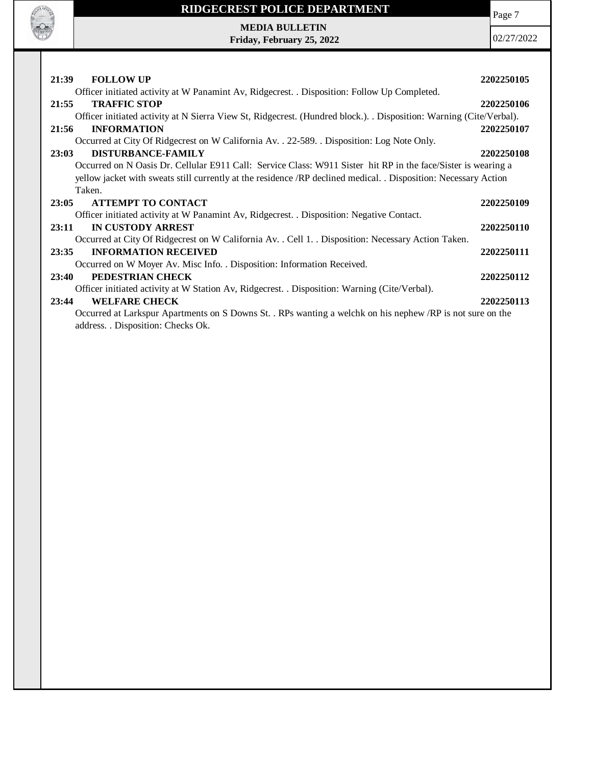**21:39 FOLLOW UP** **2202250105**

Officer initiated activity at W Panamint Av, Ridgecrest. . Disposition: Follow Up Completed.

**21:55 TRAFFIC STOP** **2202250106**

Officer initiated activity at N Sierra View St, Ridgecrest. (Hundred block.). . Disposition: Warning (Cite/Verbal).

**21:56 INFORMATION** **2202250107**

Occurred at City Of Ridgecrest on W California Av. . 22-589. . Disposition: Log Note Only.

**23:03 DISTURBANCE-FAMILY** **2202250108**

Occurred on N Oasis Dr. Cellular E911 Call: Service Class: W911 Sister hit RP in the face/Sister is wearing a yellow jacket with sweats still currently at the residence /RP declined medical. . Disposition: Necessary Action Taken.

**23:05 ATTEMPT TO CONTACT** **2202250109**

Officer initiated activity at W Panamint Av, Ridgecrest. . Disposition: Negative Contact.

**23:11 IN CUSTODY ARREST** **2202250110**

Occurred at City Of Ridgecrest on W California Av. . Cell 1. . Disposition: Necessary Action Taken.

**23:35 INFORMATION RECEIVED** **2202250111**

Occurred on W Moyer Av. Misc Info. . Disposition: Information Received.

**23:40 PEDESTRIAN CHECK** **2202250112**

Officer initiated activity at W Station Av, Ridgecrest. . Disposition: Warning (Cite/Verbal).

**23:44 WELFARE CHECK** **2202250113**

Occurred at Larkspur Apartments on S Downs St. . RPs wanting a welchk on his nephew /RP is not sure on the address. . Disposition: Checks Ok.